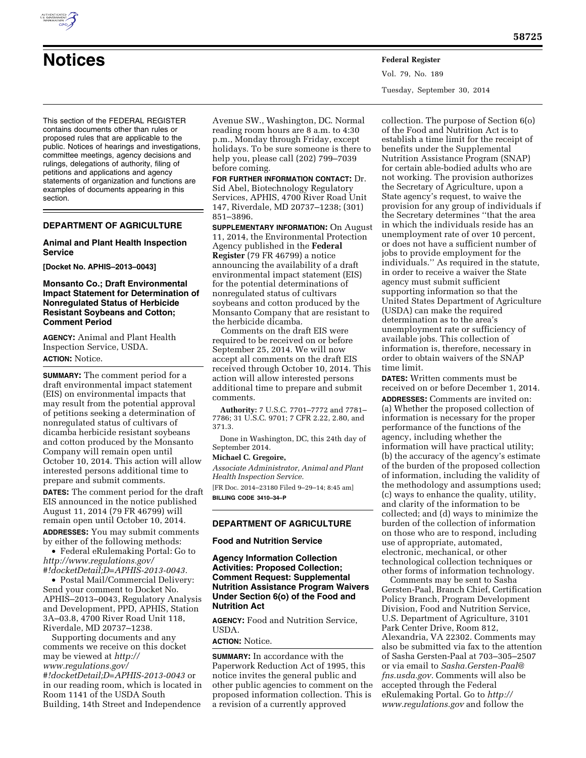# Notices

This section of the FEDERAL REGISTER contains documents other than rules or proposed rules that are applicable to the public. Notices of hearings and investigations, committee meetings, agency decisions and rulings, delegations of authority, filing of petitions and applications and agency statements of organization and functions are examples of documents appearing in this section.

## DEPARTMENT OF AGRICULTURE

### Animal and Plant Health Inspection Service

**[Docket No. APHIS–2013–0043]**

### Monsanto Co.; Draft Environmental Impact Statement for Determination of Nonregulated Status of Herbicide Resistant Soybeans and Cotton; Comment Period

**AGENCY:** Animal and Plant Health Inspection Service, USDA.

**ACTION:** Notice.

**SUMMARY:** The comment period for a draft environmental impact statement (EIS) on environmental impacts that may result from the potential approval of petitions seeking a determination of nonregulated status of cultivars of dicamba herbicide resistant soybeans and cotton produced by the Monsanto Company will remain open until October 10, 2014. This action will allow interested persons additional time to prepare and submit comments.

**DATES:** The comment period for the draft EIS announced in the notice published August 11, 2014 (79 FR 46799) will remain open until October 10, 2014.

**ADDRESSES:** You may submit comments by either of the following methods:

- Federal eRulemaking Portal: Go to *http://www.regulations.gov/#!docketDetail;D=APHIS-2013-0043.*
- Postal Mail/Commercial Delivery: Send your comment to Docket No. APHIS–2013–0043, Regulatory Analysis and Development, PPD, APHIS, Station 3A–03.8, 4700 River Road Unit 118, Riverdale, MD 20737–1238.

Supporting documents and any comments we receive on this docket may be viewed at *http://www.regulations.gov/#!docketDetail;D=APHIS-2013-0043* or in our reading room, which is located in Room 1141 of the USDA South Building, 14th Street and Independence Avenue SW., Washington, DC. Normal reading room hours are 8 a.m. to 4:30 p.m., Monday through Friday, except holidays. To be sure someone is there to help you, please call (202) 799–7039 before coming.

**FOR FURTHER INFORMATION CONTACT:** Dr. Sid Abel, Biotechnology Regulatory Services, APHIS, 4700 River Road Unit 147, Riverdale, MD 20737–1238; (301) 851–3896.

**SUPPLEMENTARY INFORMATION:** On August 11, 2014, the Environmental Protection Agency published in the **Federal Register** (79 FR 46799) a notice announcing the availability of a draft environmental impact statement (EIS) for the potential determinations of nonregulated status of cultivars soybeans and cotton produced by the Monsanto Company that are resistant to the herbicide dicamba.

Comments on the draft EIS were required to be received on or before September 25, 2014. We will now accept all comments on the draft EIS received through October 10, 2014. This action will allow interested persons additional time to prepare and submit comments.

**Authority:** 7 U.S.C. 7701–7772 and 7781–7786; 31 U.S.C. 9701; 7 CFR 2.22, 2.80, and 371.3.

Done in Washington, DC, this 24th day of September 2014.

**Michael C. Gregoire,**

*Associate Administrator, Animal and Plant Health Inspection Service.*

[FR Doc. 2014–23180 Filed 9–29–14; 8:45 am]

**BILLING CODE 3410–34–P**

## DEPARTMENT OF AGRICULTURE

### Food and Nutrition Service

### Agency Information Collection Activities: Proposed Collection; Comment Request: Supplemental Nutrition Assistance Program Waivers Under Section 6(o) of the Food and Nutrition Act

**AGENCY:** Food and Nutrition Service, USDA.

**ACTION:** Notice.

**SUMMARY:** In accordance with the Paperwork Reduction Act of 1995, this notice invites the general public and other public agencies to comment on the proposed information collection. This is a revision of a currently approved collection. The purpose of Section 6(o) of the Food and Nutrition Act is to establish a time limit for the receipt of benefits under the Supplemental Nutrition Assistance Program (SNAP) for certain able-bodied adults who are not working. The provision authorizes the Secretary of Agriculture, upon a State agency's request, to waive the provision for any group of individuals if the Secretary determines ''that the area in which the individuals reside has an unemployment rate of over 10 percent, or does not have a sufficient number of jobs to provide employment for the individuals.'' As required in the statute, in order to receive a waiver the State agency must submit sufficient supporting information so that the United States Department of Agriculture (USDA) can make the required determination as to the area's unemployment rate or sufficiency of available jobs. This collection of information is, therefore, necessary in order to obtain waivers of the SNAP time limit.

**DATES:** Written comments must be received on or before December 1, 2014.

**ADDRESSES:** Comments are invited on: (a) Whether the proposed collection of information is necessary for the proper performance of the functions of the agency, including whether the information will have practical utility; (b) the accuracy of the agency's estimate of the burden of the proposed collection of information, including the validity of the methodology and assumptions used; (c) ways to enhance the quality, utility, and clarity of the information to be collected; and (d) ways to minimize the burden of the collection of information on those who are to respond, including use of appropriate, automated, electronic, mechanical, or other technological collection techniques or other forms of information technology.

Comments may be sent to Sasha Gersten-Paal, Branch Chief, Certification Policy Branch, Program Development Division, Food and Nutrition Service, U.S. Department of Agriculture, 3101 Park Center Drive, Room 812, Alexandria, VA 22302. Comments may also be submitted via fax to the attention of Sasha Gersten-Paal at 703–305–2507 or via email to *Sasha.Gersten-Paal@fns.usda.gov.* Comments will also be accepted through the Federal eRulemaking Portal. Go to *http://www.regulations.gov* and follow the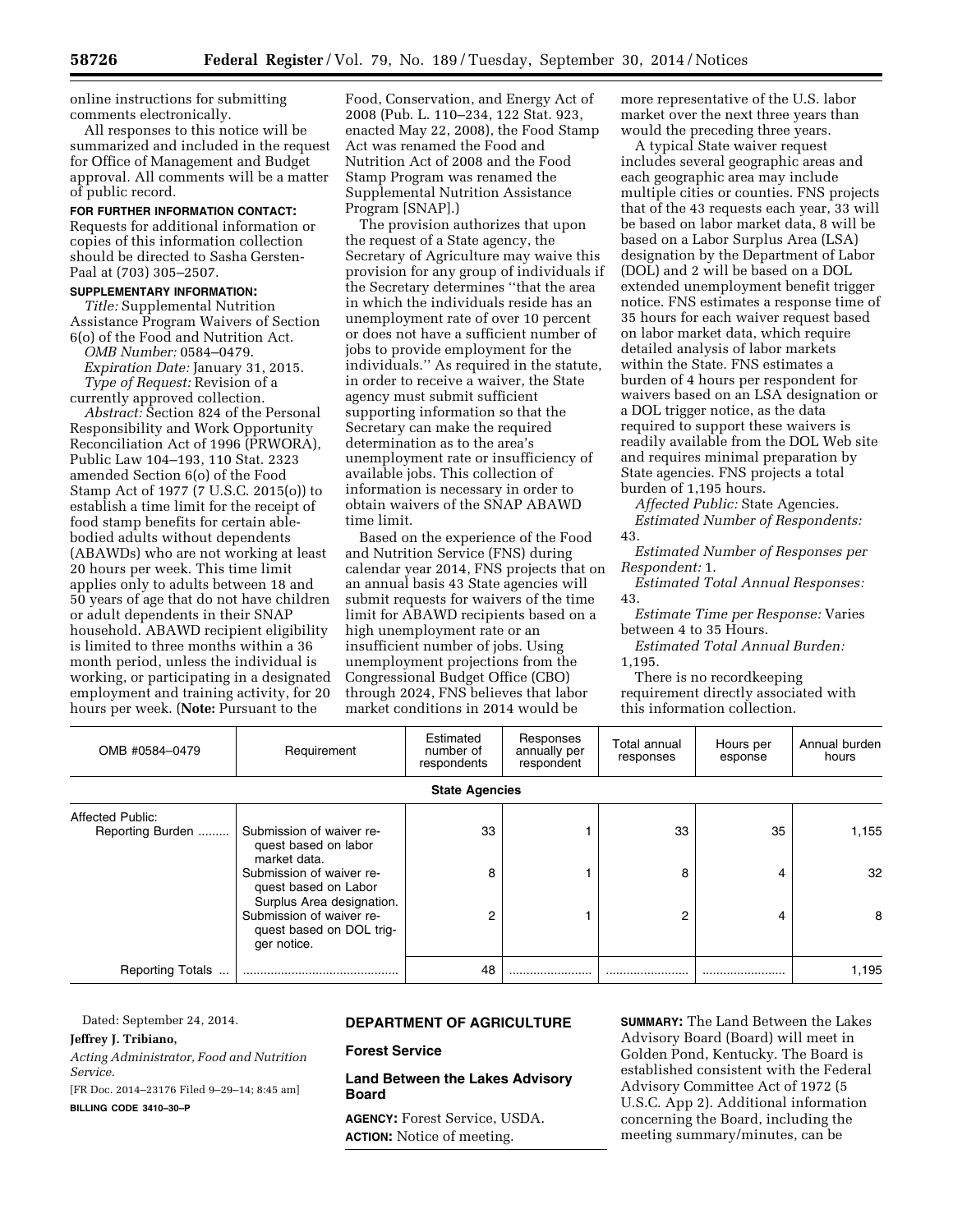online instructions for submitting comments electronically.

All responses to this notice will be summarized and included in the request for Office of Management and Budget approval. All comments will be a matter of public record.

**FOR FURTHER INFORMATION CONTACT:** Requests for additional information or copies of this information collection should be directed to Sasha Gersten-Paal at (703) 305–2507.

**SUPPLEMENTARY INFORMATION:**

*Title:* Supplemental Nutrition Assistance Program Waivers of Section 6(o) of the Food and Nutrition Act.

*OMB Number:* 0584–0479.

*Expiration Date:* January 31, 2015.

*Type of Request:* Revision of a currently approved collection.

*Abstract:* Section 824 of the Personal Responsibility and Work Opportunity Reconciliation Act of 1996 (PRWORA), Public Law 104–193, 110 Stat. 2323 amended Section 6(o) of the Food Stamp Act of 1977 (7 U.S.C. 2015(o)) to establish a time limit for the receipt of food stamp benefits for certain able-bodied adults without dependents (ABAWDs) who are not working at least 20 hours per week. This time limit applies only to adults between 18 and 50 years of age that do not have children or adult dependents in their SNAP household. ABAWD recipient eligibility is limited to three months within a 36 month period, unless the individual is working, or participating in a designated employment and training activity, for 20 hours per week. (**Note:** Pursuant to the Food, Conservation, and Energy Act of 2008 (Pub. L. 110–234, 122 Stat. 923, enacted May 22, 2008), the Food Stamp Act was renamed the Food and Nutrition Act of 2008 and the Food Stamp Program was renamed the Supplemental Nutrition Assistance Program [SNAP].)

The provision authorizes that upon the request of a State agency, the Secretary of Agriculture may waive this provision for any group of individuals if the Secretary determines ''that the area in which the individuals reside has an unemployment rate of over 10 percent or does not have a sufficient number of jobs to provide employment for the individuals.'' As required in the statute, in order to receive a waiver, the State agency must submit sufficient supporting information so that the Secretary can make the required determination as to the area's unemployment rate or insufficiency of available jobs. This collection of information is necessary in order to obtain waivers of the SNAP ABAWD time limit.

Based on the experience of the Food and Nutrition Service (FNS) during calendar year 2014, FNS projects that on an annual basis 43 State agencies will submit requests for waivers of the time limit for ABAWD recipients based on a high unemployment rate or an insufficient number of jobs. Using unemployment projections from the Congressional Budget Office (CBO) through 2024, FNS believes that labor market conditions in 2014 would be more representative of the U.S. labor market over the next three years than would the preceding three years.

A typical State waiver request includes several geographic areas and each geographic area may include multiple cities or counties. FNS projects that of the 43 requests each year, 33 will be based on labor market data, 8 will be based on a Labor Surplus Area (LSA) designation by the Department of Labor (DOL) and 2 will be based on a DOL extended unemployment benefit trigger notice. FNS estimates a response time of 35 hours for each waiver request based on labor market data, which require detailed analysis of labor markets within the State. FNS estimates a burden of 4 hours per respondent for waivers based on an LSA designation or a DOL trigger notice, as the data required to support these waivers is readily available from the DOL Web site and requires minimal preparation by State agencies. FNS projects a total burden of 1,195 hours.

*Affected Public:* State Agencies.

*Estimated Number of Respondents:* 43.

*Estimated Number of Responses per Respondent:* 1.

*Estimated Total Annual Responses:* 43.

*Estimate Time per Response:* Varies between 4 to 35 Hours.

*Estimated Total Annual Burden:* 1,195.

There is no recordkeeping requirement directly associated with this information collection.

| OMB #0584–0479 | Requirement | Estimated number of respondents | Responses annually per respondent | Total annual responses | Hours per esponse | Annual burden hours |
|---|---|---|---|---|---|---|
| **State Agencies** | | | | | | |
| Affected Public: Reporting Burden | Submission of waiver request based on labor market data. | 33 | 1 | 33 | 35 | 1,155 |
| | Submission of waiver request based on Labor Surplus Area designation. | 8 | 1 | 8 | 4 | 32 |
| | Submission of waiver request based on DOL trigger notice. | 2 | 1 | 2 | 4 | 8 |
| Reporting Totals | | 48 | | | | 1,195 |

Dated: September 24, 2014.

**Jeffrey J. Tribiano,**

*Acting Administrator, Food and Nutrition Service.*

[FR Doc. 2014–23176 Filed 9–29–14; 8:45 am]

**BILLING CODE 3410–30–P**

## DEPARTMENT OF AGRICULTURE

### Forest Service

### Land Between the Lakes Advisory Board

**AGENCY:** Forest Service, USDA.

**ACTION:** Notice of meeting.

**SUMMARY:** The Land Between the Lakes Advisory Board (Board) will meet in Golden Pond, Kentucky. The Board is established consistent with the Federal Advisory Committee Act of 1972 (5 U.S.C. App 2). Additional information concerning the Board, including the meeting summary/minutes, can be